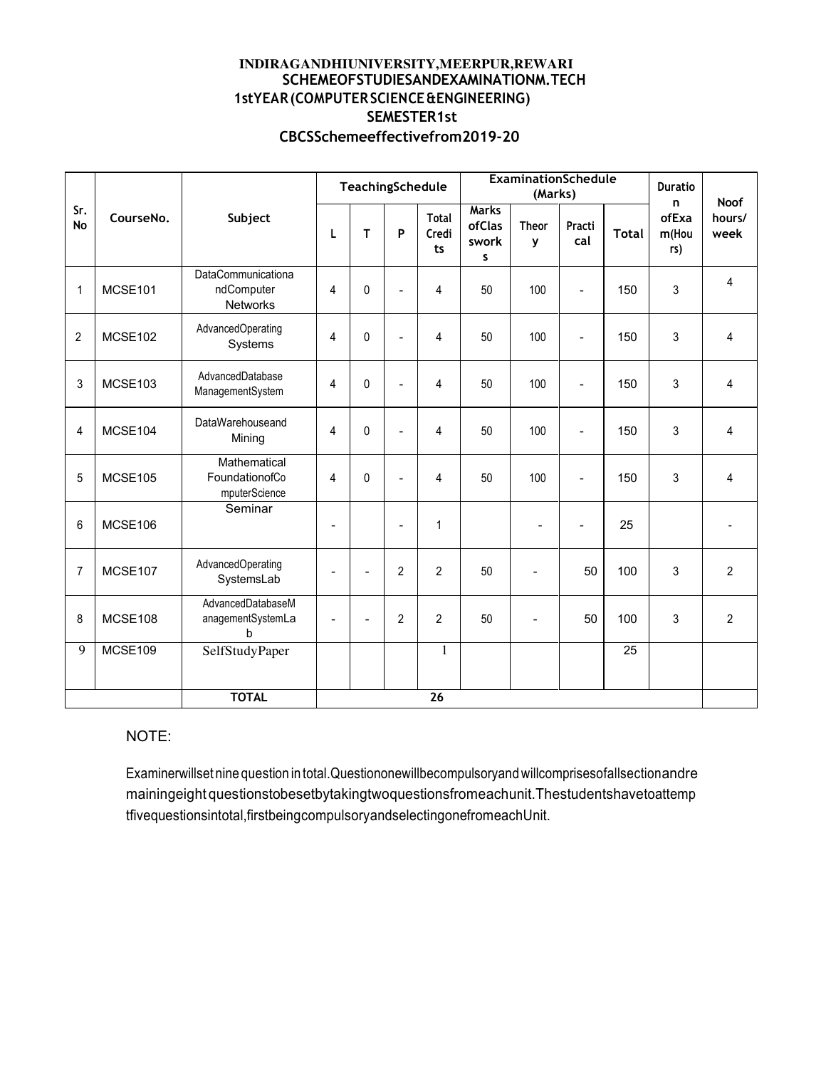# INDIRAGANDHIUNIVERSITY,MEERPUR,REWARI

## SCHEMEOFSTUDIESANDEXAMINATIONM.TECH

## 1stYEAR(COMPUTERSCIENCE&ENGINEERING)

## SEMESTER1st

## CBCSSchemeeffectivefrom2019-20

| Sr. No | CourseNo. | Subject | TeachingSchedule | | | | ExaminationSchedule (Marks) | | | | Duration ofExam(Hours) | Noof hours/ week |
|---|---|---|---|---|---|---|---|---|---|---|---|---|
| | | | L | T | P | Total Credits | Marks ofClasswork s | Theory | Practical | Total | | |
| 1 | MCSE101 | DataCommunicationandComputer Networks | 4 | 0 | - | 4 | 50 | 100 | - | 150 | 3 | 4 |
| 2 | MCSE102 | AdvancedOperating Systems | 4 | 0 | - | 4 | 50 | 100 | - | 150 | 3 | 4 |
| 3 | MCSE103 | AdvancedDatabase ManagementSystem | 4 | 0 | - | 4 | 50 | 100 | - | 150 | 3 | 4 |
| 4 | MCSE104 | DataWarehouseand Mining | 4 | 0 | - | 4 | 50 | 100 | - | 150 | 3 | 4 |
| 5 | MCSE105 | Mathematical FoundationofComputerScience | 4 | 0 | - | 4 | 50 | 100 | - | 150 | 3 | 4 |
| 6 | MCSE106 | Seminar | - | | - | 1 | | - | - | 25 | | - |
| 7 | MCSE107 | AdvancedOperating SystemsLab | - | - | 2 | 2 | 50 | - | 50 | 100 | 3 | 2 |
| 8 | MCSE108 | AdvancedDatabaseManagementSystemLab | - | - | 2 | 2 | 50 | - | 50 | 100 | 3 | 2 |
| 9 | MCSE109 | SelfStudyPaper | | | | 1 | | | | 25 | | |
| | | **TOTAL** | | | | 26 | | | | | | |

NOTE:

Examinerwillset nine question in total.Questiononewillbecompulsoryand willcomprisesofallsectionandremainingeight questionstobesetbytakingtwoquestionsfromeachunit.Thestudentshavetoattemptfivequestionsintotal,firstbeingcompulsoryandselectingonefromeachUnit.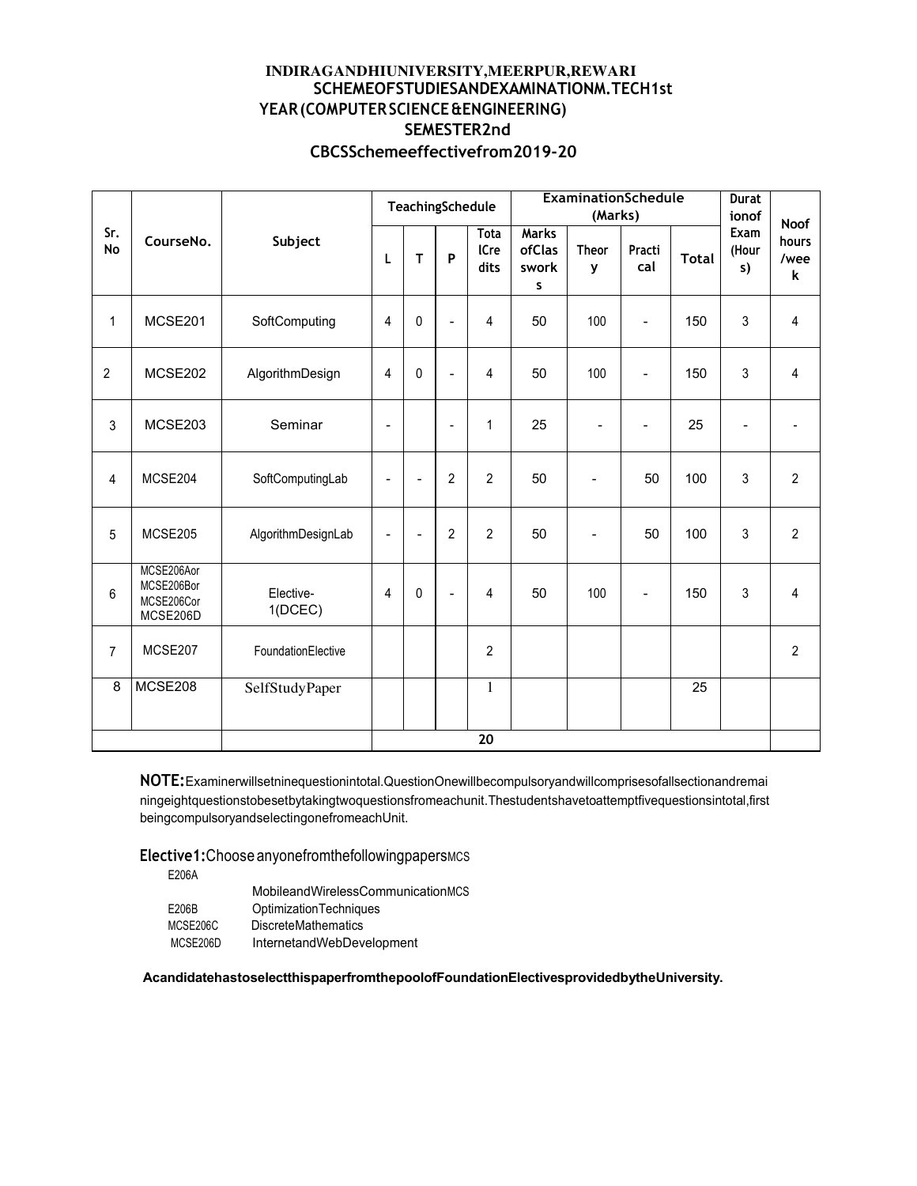# INDIRAGANDHIUNIVERSITY,MEERPUR,REWARI
## SCHEMEOFSTUDIESANDEXAMINATIONM.TECH1st YEAR(COMPUTERSCIENCE&ENGINEERING)
## SEMESTER2nd
## CBCSSchemeeffectivefrom2019-20

| Sr. No | CourseNo. | Subject | TeachingSchedule | | | | ExaminationSchedule (Marks) | | | | Durationof Exam (Hours) | Noof hours /week |
|---|---|---|---|---|---|---|---|---|---|---|---|---|
| | | | L | T | P | TotalCredits | Marks ofClasswork s | Theory | Practical | Total | | |
| 1 | MCSE201 | SoftComputing | 4 | 0 | - | 4 | 50 | 100 | - | 150 | 3 | 4 |
| 2 | MCSE202 | AlgorithmDesign | 4 | 0 | - | 4 | 50 | 100 | - | 150 | 3 | 4 |
| 3 | MCSE203 | Seminar | - | | - | 1 | 25 | - | - | 25 | - | - |
| 4 | MCSE204 | SoftComputingLab | - | - | 2 | 2 | 50 | - | 50 | 100 | 3 | 2 |
| 5 | MCSE205 | AlgorithmDesignLab | - | - | 2 | 2 | 50 | - | 50 | 100 | 3 | 2 |
| 6 | MCSE206Aor MCSE206Bor MCSE206Cor MCSE206D | Elective-1(DCEC) | 4 | 0 | - | 4 | 50 | 100 | - | 150 | 3 | 4 |
| 7 | MCSE207 | FoundationElective | | | | 2 | | | | | | 2 |
| 8 | MCSE208 | SelfStudyPaper | | | | 1 | | | | 25 | | |
| | | | | | | 20 | | | | | | |

**NOTE:** Examinerwillsetninequestionintotal.QuestionOnewillbecompulsoryandwillcomprisesofallsectionandremainingeightquestionstobesetbytakingtwoquestionsfromeachunit.Thestudentshavetoattemptfivequestionsintotal,first beingcompulsoryandselectingonefromeachUnit.

**Elective1:** Choose anyonefromthefollowingpapers

MCSE206A MobileandWirelessCommunication
MCSE206B OptimizationTechniques
MCSE206C DiscreteMathematics
MCSE206D InternetandWebDevelopment

**AcandidatehastoselectthispaperfromthepoolofFoundationElectivesprovidedbytheUniversity.**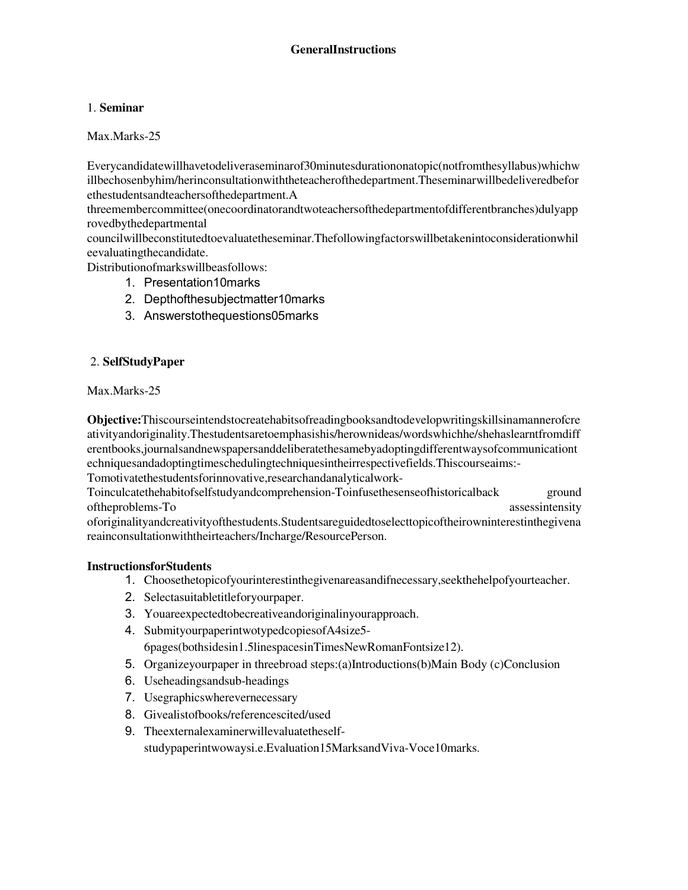**GeneralInstructions**

1. **Seminar**

Max.Marks-25

Everycandidatewillhavetodeliveraseminarof30minutesdurationonatopic(notfromthesyllabus)whichwillbechosenbyhim/herinconsultationwiththeteacherofthedepartment.Theseminarwillbedeliveredbeforethestudentsandteachersofthedepartment.A threemembercommittee(onecoordinatorandtwoteachersofthedepartmentofdifferentbranches)dulyapprovedbythedepartmental councilwillbeconstitutedtoevaluatetheseminar.Thefollowingfactorswillbetakenintoconsiderationwhileevaluatingthecandidate.

Distributionofmarkswillbeasfollows:

1. Presentation10marks
2. Depthofthesubjectmatter10marks
3. Answerstothequestions05marks

2. **SelfStudyPaper**

Max.Marks-25

**Objective:**Thiscourseintendstocreatehabitsofreadingbooksandtodevelopwritingskillsinamannerofcreativityandoriginality.Thestudentsaretoemphasishis/herownideas/wordswhichhe/shehaslearntfromdifferentbooks,journalsandnewspapersanddeliberatethesamebyadoptingdifferentwaysofcommunicationtechniquesandadoptingtimeschedulingtechniquesintheirrespectivefields.Thiscourseaims:-Tomotivatethestudentsforinnovative,researchandanalyticalwork-Toinculcatethehabitofselfstudyandcomprehension-Toinfusethesenseofhistoricalback ground oftheproblems-To assessintensity oforiginalityandcreativityofthestudents.Studentsareguidedtoselecttopicoftheirowninterestinthegivenareainconsultationwiththeirteachers/Incharge/ResourcePerson.

**InstructionsforStudents**

1. Choosethetopicofyourinterestinthegivenareasandifnecessary,seekthehelpofyourteacher.
2. Selectasuitabletitleforyourpaper.
3. Youareexpectedtobecreativeandoriginalinyourapproach.
4. SubmityourpaperintwotypedcopiesofA4size5-6pages(bothsidesin1.5linespacesinTimesNewRomanFontsize12).
5. Organizeyourpaper in threebroad steps:(a)Introductions(b)Main Body (c)Conclusion
6. Useheadingsandsub-headings
7. Usegraphicswherevernecessary
8. Givealistofbooks/referencescited/used
9. Theexternalexaminerwillevaluatetheself-studypaperintwowaysi.e.Evaluation15MarksandViva-Voce10marks.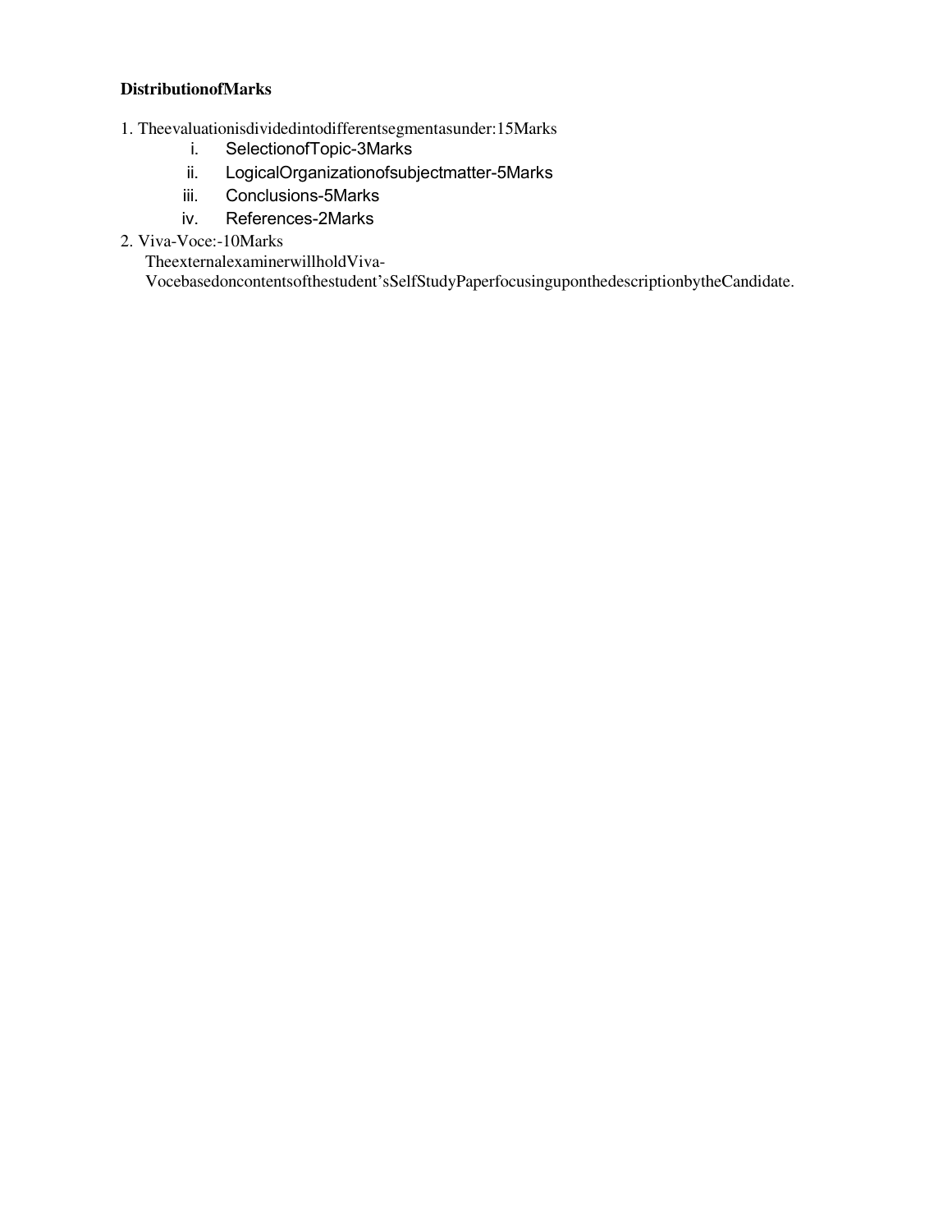**DistributionofMarks**

1. Theevaluationisdividedintodifferentsegmentasunder:15Marks
   i. SelectionofTopic-3Marks
   ii. LogicalOrganizationofsubjectmatter-5Marks
   iii. Conclusions-5Marks
   iv. References-2Marks
2. Viva-Voce:-10Marks
   TheexternalexaminerwillholdViva-VocebasedoncontentsofthestudentʼsSelfStudyPaperfocusinguponthedescriptionbytheCandidate.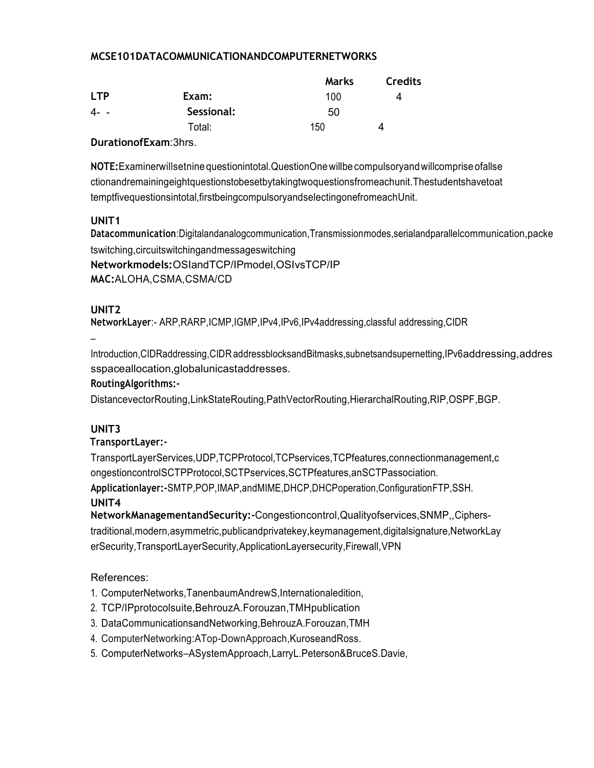## MCSE101DATACOMMUNICATIONANDCOMPUTERNETWORKS

| | | Marks | Credits |
|---|---|---|---|
| **LTP** | **Exam:** | 100 | 4 |
| 4- - | **Sessional:** | 50 | |
| | Total: | 150 | 4 |

**DurationofExam**:3hrs.

**NOTE:**Examinerwillsetnine questionintotal.QuestionOne willbe compulsoryand willcomprise ofallse ctionandremainingeightquestionstobesetbytakingtwoquestionsfromeachunit.Thestudentshavetoat temptfivequestionsintotal,firstbeingcompulsoryandselectingonefromeachUnit.

### UNIT1

**Datacommunication**:Digitalandanalogcommunication,Transmissionmodes,serialandparallelcommunication,packe tswitching,circuitswitchingandmessageswitching

**Networkmodels:**OSIandTCP/IPmodel,OSIvsTCP/IP

**MAC:**ALOHA,CSMA,CSMA/CD

### UNIT2

**NetworkLayer**:- ARP,RARP,ICMP,IGMP,IPv4,IPv6,IPv4addressing,classful addressing,CIDR

–

Introduction,CIDRaddressing,CIDR addressblocksandBitmasks,subnetsandsupernetting,IPv6addressing,addres sspaceallocation,globalunicastaddresses.

**RoutingAlgorithms:-**

DistancevectorRouting,LinkStateRouting,PathVectorRouting,HierarchalRouting,RIP,OSPF,BGP.

### UNIT3

**TransportLayer:-**

TransportLayerServices,UDP,TCPProtocol,TCPservices,TCPfeatures,connectionmanagement,c ongestioncontrolSCTPProtocol,SCTPservices,SCTPfeatures,anSCTPassociation.

**Applicationlayer:-**SMTP,POP,IMAP,andMIME,DHCP,DHCPoperation,ConfigurationFTP,SSH.

### UNIT4

**NetworkManagementandSecurity:-**Congestioncontrol,Qualityofservices,SNMP,,Ciphers-traditional,modern,asymmetric,publicandprivatekey,keymanagement,digitalsignature,NetworkLay erSecurity,TransportLayerSecurity,ApplicationLayersecurity,Firewall,VPN

References:

1. ComputerNetworks,TanenbaumAndrewS,Internationaledition,
2. TCP/IPprotocolsuite,BehrouzA.Forouzan,TMHpublication
3. DataCommunicationsandNetworking,BehrouzA.Forouzan,TMH
4. ComputerNetworking:ATop-DownApproach,KuroseandRoss.
5. ComputerNetworks–ASystemApproach,LarryL.Peterson&BruceS.Davie,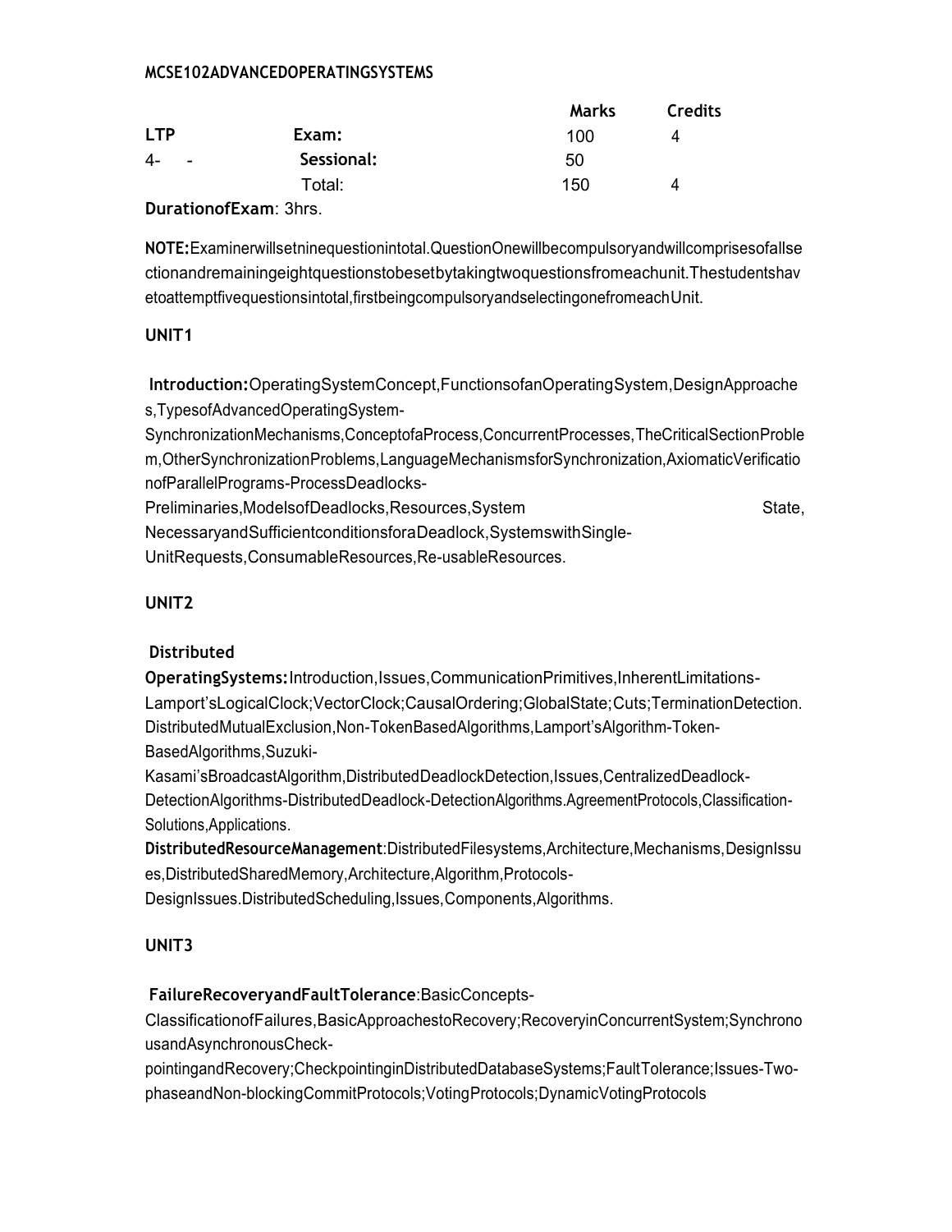**MCSE102ADVANCEDOPERATINGSYSTEMS**

| | | Marks | Credits |
|---|---|---|---|
| **LTP** | **Exam:** | 100 | 4 |
| 4- - | **Sessional:** | 50 | |
| | Total: | 150 | 4 |

**DurationofExam**: 3hrs.

**NOTE:**Examinerwillsetninequestionintotal.QuestionOnewillbecompulsoryandwillcomprisesofallsectionandremainingeightquestionstobesetbytakingtwoquestionsfromeachunit.Thestudentshavetoattemptfivequestionsintotal,firstbeingcompulsoryandselectingonefromeachUnit.

**UNIT1**

**Introduction:**OperatingSystemConcept,FunctionsofanOperatingSystem,DesignApproaches,TypesofAdvancedOperatingSystem-SynchronizationMechanisms,ConceptofaProcess,ConcurrentProcesses,TheCriticalSectionProblem,OtherSynchronizationProblems,LanguageMechanismsforSynchronization,AxiomaticVerificationofParallelPrograms-ProcessDeadlocks-Preliminaries,ModelsofDeadlocks,Resources,System State, NecessaryandSufficientconditionsforaDeadlock,SystemswithSingle-UnitRequests,ConsumableResources,Re-usableResources.

**UNIT2**

**Distributed OperatingSystems:**Introduction,Issues,CommunicationPrimitives,InherentLimitations-Lamport'sLogicalClock;VectorClock;CausalOrdering;GlobalState;Cuts;TerminationDetection. DistributedMutualExclusion,Non-TokenBasedAlgorithms,Lamport'sAlgorithm-Token-BasedAlgorithms,Suzuki-Kasami'sBroadcastAlgorithm,DistributedDeadlockDetection,Issues,CentralizedDeadlock-DetectionAlgorithms-DistributedDeadlock-DetectionAlgorithms.AgreementProtocols,Classification-Solutions,Applications.

**DistributedResourceManagement**:DistributedFilesystems,Architecture,Mechanisms,DesignIssues,DistributedSharedMemory,Architecture,Algorithm,Protocols-DesignIssues.DistributedScheduling,Issues,Components,Algorithms.

**UNIT3**

**FailureRecoveryandFaultTolerance**:BasicConcepts-ClassificationofFailures,BasicApproachestoRecovery;RecoveryinConcurrentSystem;SynchronousandAsynchronousCheck-pointingandRecovery;CheckpointinginDistributedDatabaseSystems;FaultTolerance;Issues-Two-phaseandNon-blockingCommitProtocols;VotingProtocols;DynamicVotingProtocols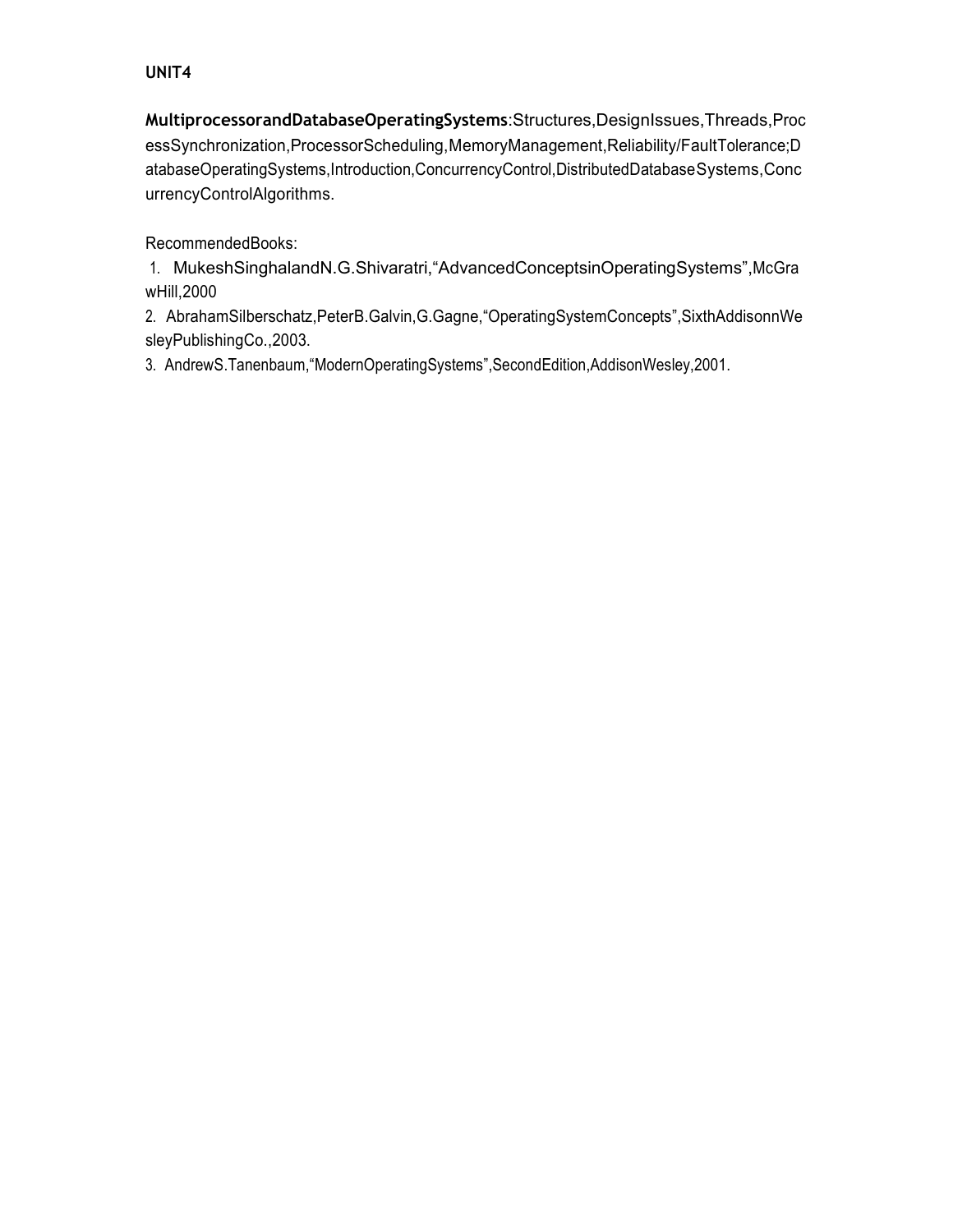**UNIT4**

**MultiprocessorandDatabaseOperatingSystems**:Structures,DesignIssues,Threads,ProcessSynchronization,ProcessorScheduling,MemoryManagement,Reliability/FaultTolerance;DatabaseOperatingSystems,Introduction,ConcurrencyControl,DistributedDatabaseSystems,ConcurrencyControlAlgorithms.

RecommendedBooks:

1. MukeshSinghalandN.G.Shivaratri,“AdvancedConceptsinOperatingSystems”,McGrawHill,2000
2. AbrahamSilberschatz,PeterB.Galvin,G.Gagne,“OperatingSystemConcepts”,SixthAddisonnWesleyPublishingCo.,2003.
3. AndrewS.Tanenbaum,“ModernOperatingSystems”,SecondEdition,AddisonWesley,2001.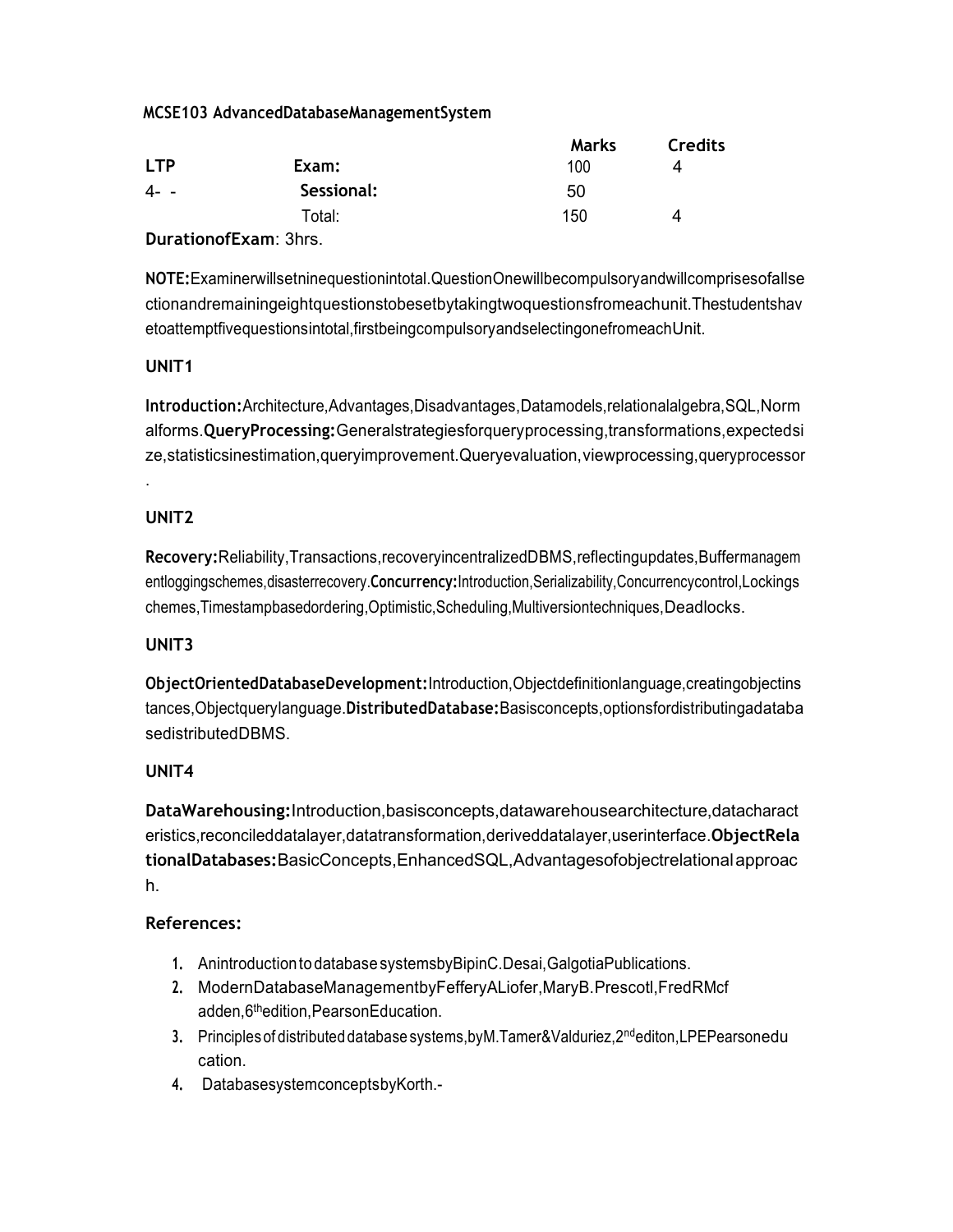**MCSE103 AdvancedDatabaseManagementSystem**

| LTP | | Marks | Credits |
|---|---|---|---|
| 4- - | **Exam:** | 100 | 4 |
| | **Sessional:** | 50 | |
| | Total: | 150 | 4 |

**DurationofExam**: 3hrs.

**NOTE:**Examinerwillsetninequestionintotal.QuestionOnewillbecompulsoryandwillcomprisesofallsectionandremainingeightquestionstobesetbytakingtwoquestionsfromeachunit.Thestudentshavetoattemptfivequestionsintotal,firstbeingcompulsoryandselectingonefromeachUnit.

**UNIT1**

**Introduction:**Architecture,Advantages,Disadvantages,Datamodels,relationalalgebra,SQL,Normalforms.**QueryProcessing:**Generalstrategiesforqueryprocessing,transformations,expectedsize,statisticsinestimation,queryimprovement.Queryevaluation,viewprocessing,queryprocessor.

**UNIT2**

**Recovery:**Reliability,Transactions,recoveryincentralizedDBMS,reflectingupdates,Buffermanagementloggingschemes,disasterrecovery.**Concurrency:**Introduction,Serializability,Concurrencycontrol,Lockingschemes,Timestampbasedordering,Optimistic,Scheduling,Multiversiontechniques,Deadlocks.

**UNIT3**

**ObjectOrientedDatabaseDevelopment:**Introduction,Objectdefinitionlanguage,creatingobjectinstances,Objectquerylanguage.**DistributedDatabase:**Basisconcepts,optionsfordistributingadatabasedistributedDBMS.

**UNIT4**

**DataWarehousing:**Introduction,basisconcepts,datawarehousearchitecture,datacharacteristics,reconcileddatalayer,datatransformation,deriveddatalayer,userinterface.**ObjectRelationalDatabases:**BasicConcepts,EnhancedSQL,Advantagesofobjectrelational approach.

**References:**

1. Anintroduction to database systemsbyBipinC.Desai,GalgotiaPublications.
2. ModernDatabaseManagementbyFefferyALiofer,MaryB.Prescotl,FredRMcfadden,6thedition,PearsonEducation.
3. Principles of distributed database systems,byM.Tamer&Valduriez,2ndediton,LPEPearsoneducation.
4. DatabasesystemconceptsbyKorth.-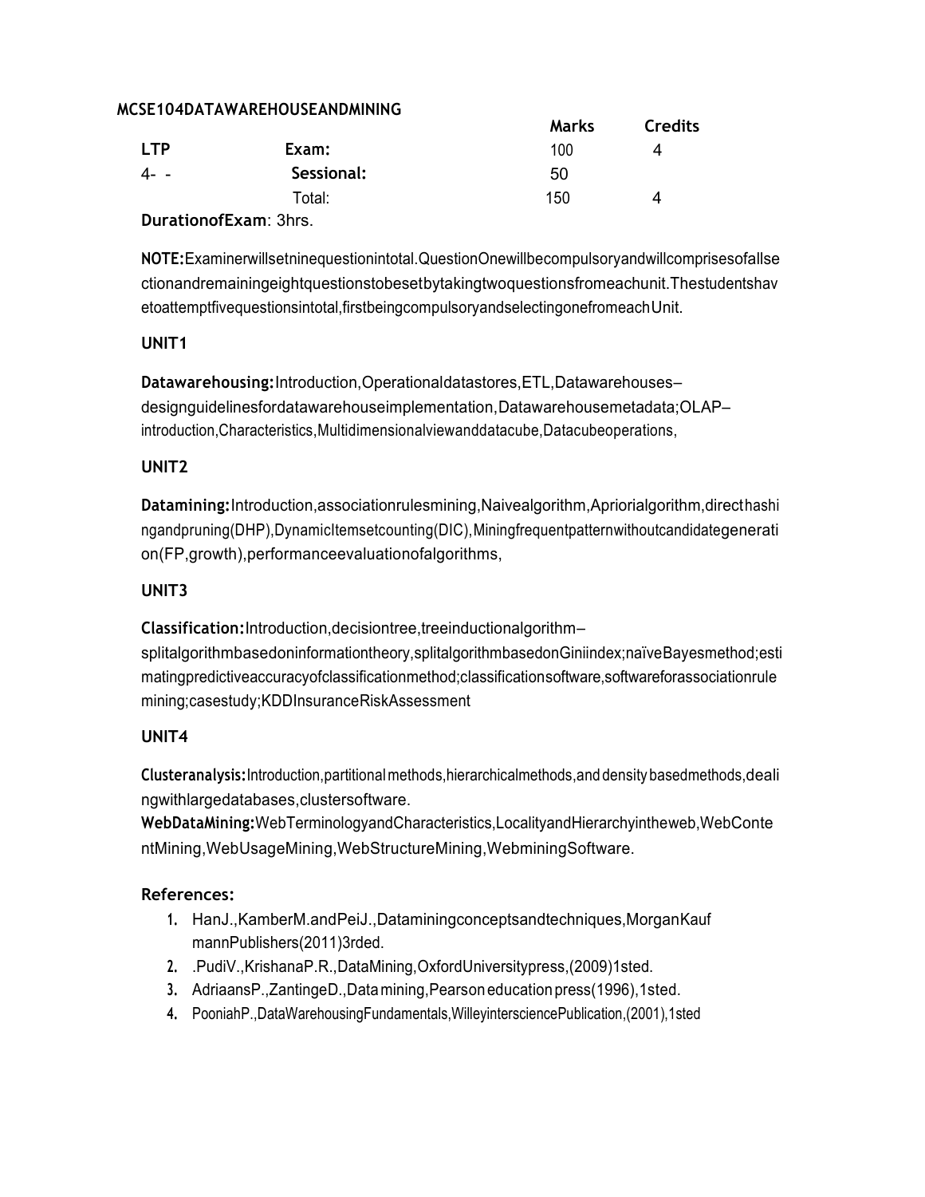**MCSE104DATAWAREHOUSEANDMINING**

| | | **Marks** | **Credits** |
|---|---|---|---|
| **LTP** | **Exam:** | 100 | 4 |
| 4- - | **Sessional:** | 50 | |
| | Total: | 150 | 4 |

**DurationofExam**: 3hrs.

**NOTE:**Examinerwillsetninequestionintotal.QuestionOnewillbecompulsoryandwillcomprisesofallsectionandremainingeightquestionstobesetbytakingtwoquestionsfromeachunit.Thestudentshavetoattemptfivequestionsintotal,firstbeingcompulsoryandselectingonefromeachUnit.

**UNIT1**

**Datawarehousing:**Introduction,Operationaldatastores,ETL,Datawarehouses–designguidelinesfordatawarehouseimplementation,Datawarehousemetadata;OLAP–introduction,Characteristics,Multidimensionalviewanddatacube,Datacubeoperations,

**UNIT2**

**Datamining:**Introduction,associationrulesmining,Naivealgorithm,Apriorialgorithm,directhashingandpruning(DHP),DynamicItemsetcounting(DIC),Miningfrequentpatternwithoutcandidategeneration(FP,growth),performanceevaluationofalgorithms,

**UNIT3**

**Classification:**Introduction,decisiontree,treeinductionalgorithm–splitalgorithmbasedoninformationtheory,splitalgorithmbasedonGiniindex;naïveBayesmethod;estimatingpredictiveaccuracyofclassificationmethod;classificationsoftware,softwareforassociationrulemining;casestudy;KDDInsuranceRiskAssessment

**UNIT4**

**Clusteranalysis:**Introduction,partitionalmethods,hierarchicalmethods,and density basedmethods,dealingwithlargedatabases,clustersoftware.

**WebDataMining:**WebTerminologyandCharacteristics,LocalityandHierarchyintheweb,WebContentMining,WebUsageMining,WebStructureMining,WebminingSoftware.

**References:**

1. HanJ.,KamberM.andPeiJ.,Dataminingconceptsandtechniques,MorganKaufmannPublishers(2011)3rded.
2. .PudiV.,KrishanaP.R.,DataMining,OxfordUniversitypress,(2009)1sted.
3. AdriaansP.,ZantingeD.,Data mining,Pearson education press(1996),1sted.
4. PooniahP.,DataWarehousingFundamentals,WilleyintersciencePublication,(2001),1sted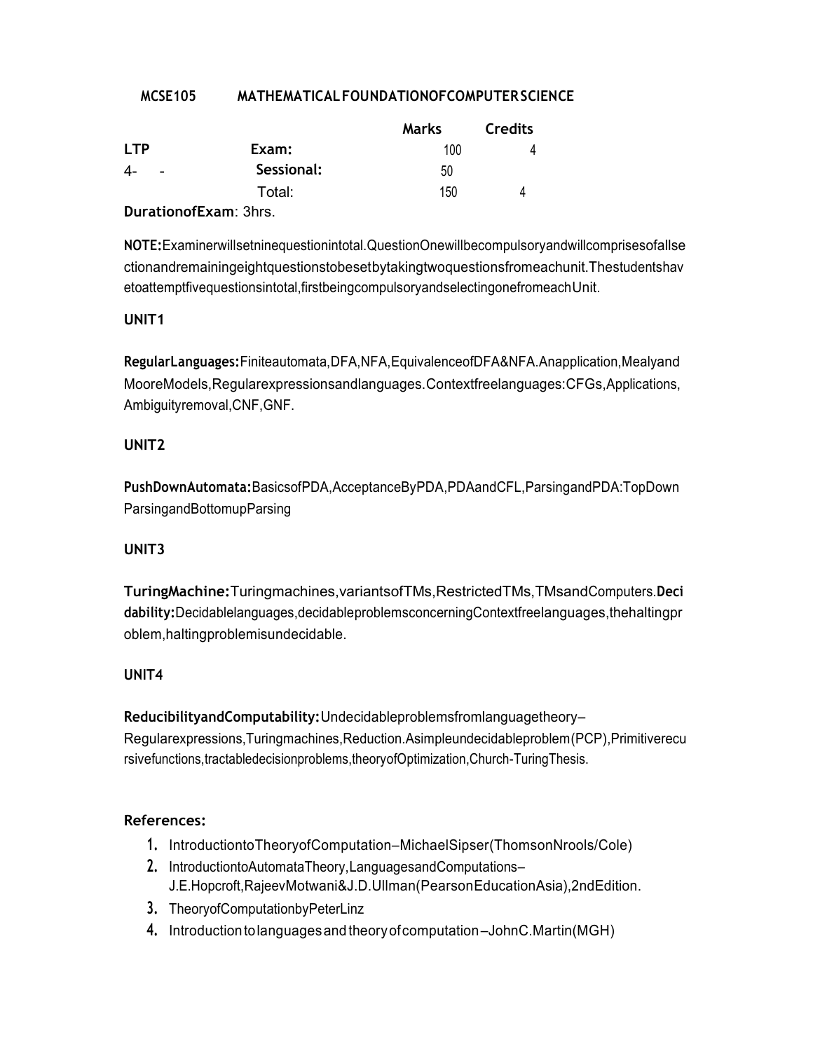## MCSE105 MATHEMATICALFOUNDATIONOFCOMPUTERSCIENCE

| | | Marks | Credits |
|---|---|---|---|
| **LTP** | **Exam:** | 100 | 4 |
| 4- - | **Sessional:** | 50 | |
| | Total: | 150 | 4 |

**DurationofExam**: 3hrs.

**NOTE:**Examinerwillsetninequestionintotal.QuestionOnewillbecompulsoryandwillcomprisesofallsectionandremainingeightquestionstobesetbytakingtwoquestionsfromeachunit.Thestudentshavetoattemptfivequestionsintotal,firstbeingcompulsoryandselectingonefromeachUnit.

### UNIT1

**RegularLanguages:**Finiteautomata,DFA,NFA,EquivalenceofDFA&NFA.Anapplication,MealyandMooreModels,Regularexpressionsandlanguages.Contextfreelanguages:CFGs,Applications,Ambiguityremoval,CNF,GNF.

### UNIT2

**PushDownAutomata:**BasicsofPDA,AcceptanceByPDA,PDAandCFL,ParsingandPDA:TopDownParsingandBottomupParsing

### UNIT3

**TuringMachine:**Turingmachines,variantsofTMs,RestrictedTMs,TMsandComputers.**Decidability:**Decidablelanguages,decidableproblemsconcerningContextfreelanguages,thehaltingproblem,haltingproblemisundecidable.

### UNIT4

**ReducibilityandComputability:**Undecidableproblemsfromlanguagetheory–Regularexpressions,Turingmachines,Reduction.Asimpleundecidableproblem(PCP),Primitiverecursivefunctions,tractabledecisionproblems,theoryofOptimization,Church-TuringThesis.

### References:

1. IntroductiontoTheoryofComputation–MichaelSipser(ThomsonNrools/Cole)
2. IntroductiontoAutomataTheory,LanguagesandComputations–J.E.Hopcroft,RajeevMotwani&J.D.Ullman(PearsonEducationAsia),2ndEdition.
3. TheoryofComputationbyPeterLinz
4. Introduction to languages and theory of computation –JohnC.Martin(MGH)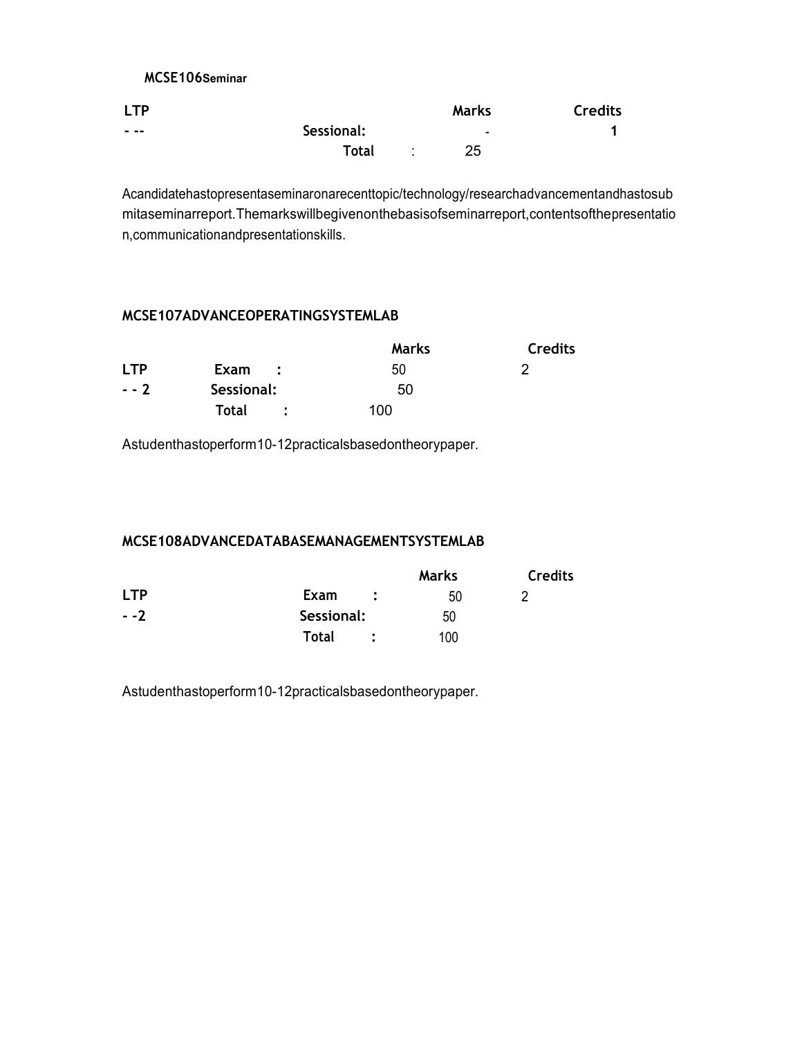**MCSE106Seminar**

| LTP | | Marks | Credits |
|---|---|---|---|
| - -- | Sessional: | - | 1 |
| | Total : | 25 | |

Acandidatehastopresentaseminaronarecenttopic/technology/researchadvancementandhastosubmitaseminarreport.Themarkswillbegivenonthebasisofseminarreport,contentsofthepresentation,communicationandpresentationskills.

**MCSE107ADVANCEOPERATINGSYSTEMLAB**

| | | Marks | Credits |
|---|---|---|---|
| LTP | Exam : | 50 | 2 |
| - - 2 | Sessional: | 50 | |
| | Total : | 100 | |

Astudenthastoperform10-12practicalsbasedontheorypaper.

**MCSE108ADVANCEDATABASEMANAGEMENTSYSTEMLAB**

| | | Marks | Credits |
|---|---|---|---|
| LTP | Exam : | 50 | 2 |
| - -2 | Sessional: | 50 | |
| | Total : | 100 | |

Astudenthastoperform10-12practicalsbasedontheorypaper.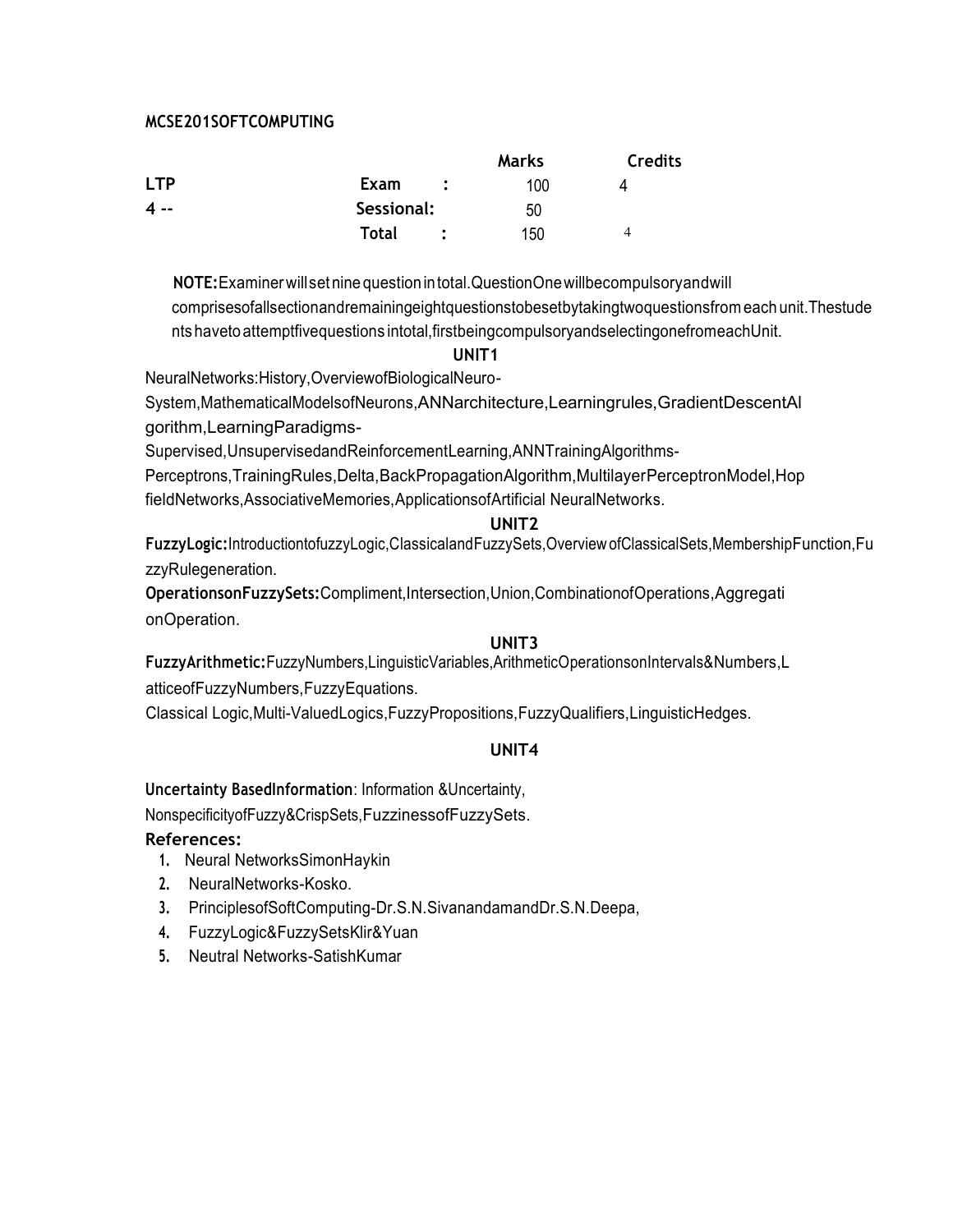**MCSE201SOFTCOMPUTING**

| LTP | | Marks | Credits |
|---|---|---|---|
| | Exam : | 100 | 4 |
| 4 -- | Sessional: | 50 | |
| | Total : | 150 | 4 |

**NOTE:**Examinerwillsetninequestionintotal.QuestionOnewillbecompulsoryandwill comprisesofallsectionandremainingeightquestionstobesetbytakingtwoquestionsfromeachunit.Thestudents havetoattemptfivequestions intotal,firstbeingcompulsoryandselectingonefromeachUnit.

**UNIT1**

NeuralNetworks:History,OverviewofBiologicalNeuro-System,MathematicalModelsofNeurons,ANNarchitecture,Learningrules,GradientDescentAlgorithm,LearningParadigms-Supervised,UnsupervisedandReinforcementLearning,ANNTrainingAlgorithms-Perceptrons,TrainingRules,Delta,BackPropagationAlgorithm,MultilayerPerceptronModel,HopfieldNetworks,AssociativeMemories,ApplicationsofArtificial NeuralNetworks.

**UNIT2**

**FuzzyLogic:**IntroductiontofuzzyLogic,ClassicalandFuzzySets,Overview ofClassicalSets,MembershipFunction,FuzzyRulegeneration.

**OperationsonFuzzySets:**Compliment,Intersection,Union,CombinationofOperations,AggregationOperation.

**UNIT3**

**FuzzyArithmetic:**FuzzyNumbers,LinguisticVariables,ArithmeticOperationsonIntervals&Numbers,LatticeofFuzzyNumbers,FuzzyEquations.

Classical Logic,Multi-ValuedLogics,FuzzyPropositions,FuzzyQualifiers,LinguisticHedges.

**UNIT4**

**Uncertainty BasedInformation**: Information &Uncertainty, NonspecificityofFuzzy&CrispSets,FuzzinessofFuzzySets.

**References:**

1. Neural NetworksSimonHaykin
2. NeuralNetworks-Kosko.
3. PrinciplesofSoftComputing-Dr.S.N.SivanandamandDr.S.N.Deepa,
4. FuzzyLogic&FuzzySetsKlir&Yuan
5. Neutral Networks-SatishKumar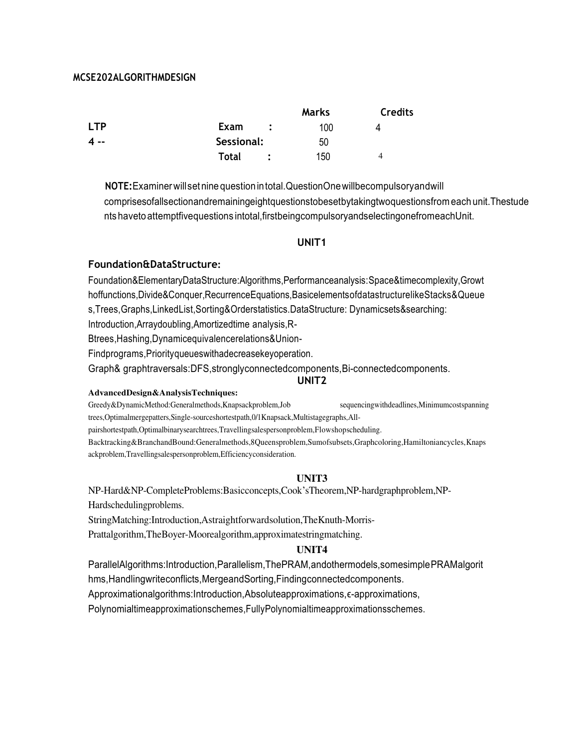## MCSE202ALGORITHMDESIGN

| LTP | | Marks | Credits |
|---|---|---|---|
| | Exam : | 100 | 4 |
| 4 -- | Sessional: | 50 | |
| | Total : | 150 | 4 |

**NOTE:** Examinerwillsetninequestionintotal.QuestionOnewillbecompulsoryandwill comprisesofallsectionandremainingeightquestionstobesetbytakingtwoquestionsfromeachunit.Thestudentshavetoattemptfivequestionsintotal,firstbeingcompulsoryandselectingonefromeachUnit.

### UNIT1

**Foundation&DataStructure:**

Foundation&ElementaryDataStructure:Algorithms,Performanceanalysis:Space&timecomplexity,Growthoffunctions,Divide&Conquer,RecurrenceEquations,BasicelementsofdatastructurelikeStacks&Queues,Trees,Graphs,LinkedList,Sorting&Orderstatistics.DataStructure: Dynamicsets&searching: Introduction,Arraydoubling,Amortizedtime analysis,R-Btrees,Hashing,Dynamicequivalencerelations&Union-Findprograms,Priorityqueueswithadecreasekeyoperation.

Graph& graphtraversals:DFS,stronglyconnectedcomponents,Bi-connectedcomponents.

### UNIT2

**AdvancedDesign&AnalysisTechniques:**

Greedy&DynamicMethod:Generalmethods,Knapsackproblem,Job sequencingwithdeadlines,Minimumcostspanningtrees,Optimalmergepatters,Single-sourceshortestpath,0/1Knapsack,Multistagegraphs,All-pairshortestpath,Optimalbinarysearchtrees,Travellingsalespersonproblem,Flowshopscheduling.

Backtracking&BranchandBound:Generalmethods,8Queensproblem,Sumofsubsets,Graphcoloring,Hamiltoniancycles,Knapsackproblem,Travellingsalespersonproblem,Efficiencyconsideration.

### UNIT3

NP-Hard&NP-CompleteProblems:Basicconcepts,Cook'sTheorem,NP-hardgraphproblem,NP-Hardschedulingproblems.

StringMatching:Introduction,Astraightforwardsolution,TheKnuth-Morris-Prattalgorithm,TheBoyer-Moorealgorithm,approximatestringmatching.

### UNIT4

ParallelAlgorithms:Introduction,Parallelism,ThePRAM,andothermodels,somesimplePRAMalgorithms,Handlingwriteconflicts,MergeandSorting,Findingconnectedcomponents.

Approximationalgorithms:Introduction,Absoluteapproximations,ϵ-approximations, Polynomialtimeapproximationschemes,FullyPolynomialtimeapproximationsschemes.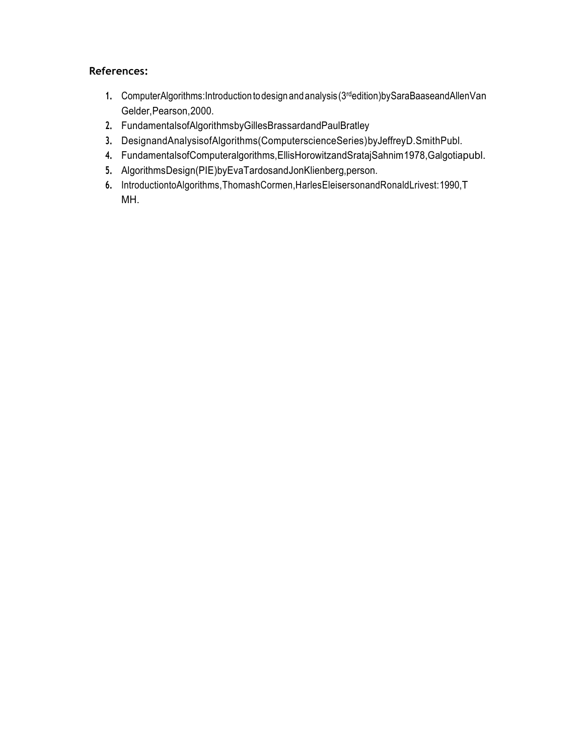**References:**

1. ComputerAlgorithms:Introduction to design and analysis (3rd edition)bySaraBaaseandAllenVan Gelder,Pearson,2000.
2. FundamentalsofAlgorithmsbyGillesBrassardandPaulBratley
3. DesignandAnalysisofAlgorithms(ComputerscienceSeries)byJeffreyD.SmithPubl.
4. FundamentalsofComputeralgorithms,EllisHorowitzandSratajSahnim1978,Galgotiapubl.
5. AlgorithmsDesign(PIE)byEvaTardosandJonKlienberg,person.
6. IntroductiontoAlgorithms,ThomashCormen,HarlesEleisersonandRonaldLrivest:1990,T MH.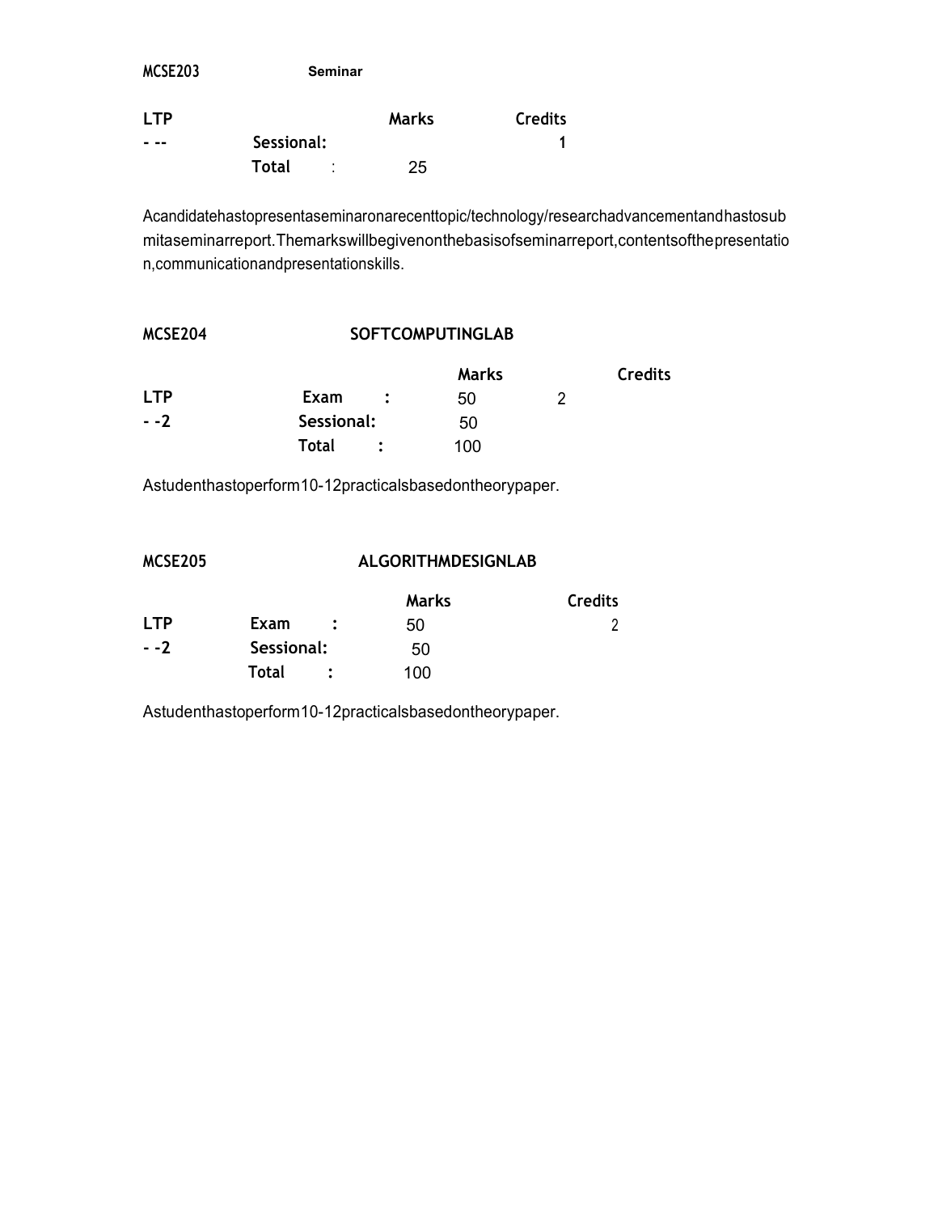**MCSE203** **Seminar**

| LTP | | Marks | Credits |
|---|---|---|---|
| - -- | Sessional: | | 1 |
| | Total : | 25 | |

Acandidatehastopresentaseminaronarecenttopic/technology/researchadvancementandhastosubmitaseminarreport.Themarkswillbegivenonthebasisofseminarreport,contentsofthepresentation,communicationandpresentationskills.

**MCSE204** **SOFTCOMPUTINGLAB**

| LTP | | Marks | Credits |
|---|---|---|---|
| | Exam : | 50 | 2 |
| - -2 | Sessional: | 50 | |
| | Total : | 100 | |

Astudenthastoperform10-12practicalsbasedontheorypaper.

**MCSE205** **ALGORITHMDESIGNLAB**

| LTP | | Marks | Credits |
|---|---|---|---|
| | Exam : | 50 | 2 |
| - -2 | Sessional: | 50 | |
| | Total : | 100 | |

Astudenthastoperform10-12practicalsbasedontheorypaper.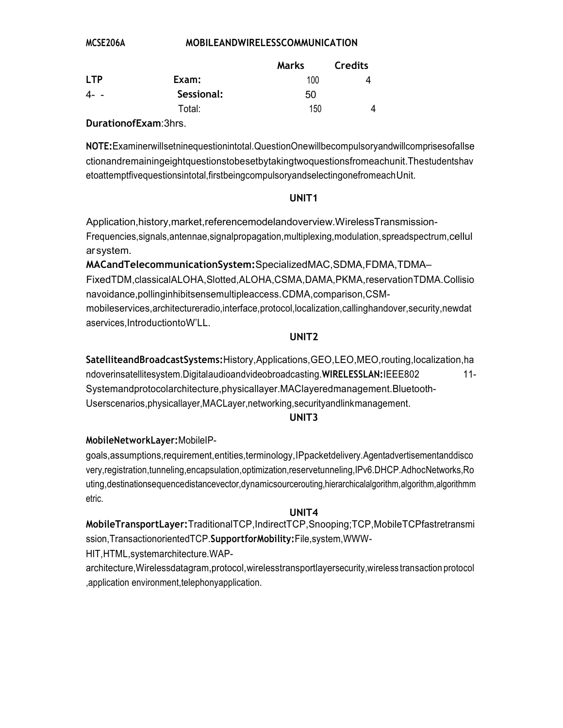**MCSE206A MOBILEANDWIRELESSCOMMUNICATION**

| | | Marks | Credits |
|---|---|---|---|
| **LTP** | **Exam:** | 100 | 4 |
| 4- - | **Sessional:** | 50 | |
| | Total: | 150 | 4 |

**DurationofExam**:3hrs.

**NOTE:**Examinerwillsetninequestionintotal.QuestionOnewillbecompulsoryandwillcomprisesofallsectionandremainingeightquestionstobesetbytakingtwoquestionsfromeachunit.Thestudentshavetoattemptfivequestionsintotal,firstbeingcompulsoryandselectingonefromeachUnit.

**UNIT1**

Application,history,market,referencemodelandoverview.WirelessTransmission-Frequencies,signals,antennae,signalpropagation,multiplexing,modulation,spreadspectrum,cellularsystem.

**MACandTelecommunicationSystem:**SpecializedMAC,SDMA,FDMA,TDMA–FixedTDM,classicalALOHA,Slotted,ALOHA,CSMA,DAMA,PKMA,reservationTDMA.Collisionavoidance,pollinginhibitsensemultipleaccess.CDMA,comparison,CSM-mobileservices,architectureradio,interface,protocol,localization,callinghandover,security,newdataservices,IntroductiontoW'LL.

**UNIT2**

**SatelliteandBroadcastSystems:**History,Applications,GEO,LEO,MEO,routing,localization,handoverinsatellitesystem.Digitalaudioandvideobroadcasting.**WIRELESSLAN:**IEEE802 11-Systemandprotocolarchitecture,physicallayer.MAClayeredmanagement.Bluetooth-Userscenarios,physicallayer,MACLayer,networking,securityandlinkmanagement.

**UNIT3**

**MobileNetworkLayer:**MobileIP-goals,assumptions,requirement,entities,terminology,IPpacketdelivery.Agentadvertisementanddiscovery,registration,tunneling,encapsulation,optimization,reservetunneling,IPv6.DHCP.AdhocNetworks,Routing,destinationsequencedistancevector,dynamicsourcerouting,hierarchicalalgorithm,algorithm,algorithmmetric.

**UNIT4**

**MobileTransportLayer:**TraditionalTCP,IndirectTCP,Snooping;TCP,MobileTCPfastretransmission,TransactionorientedTCP.**SupportforMobility:**File,system,WWW-HIT,HTML,systemarchitecture.WAP-architecture,Wirelessdatagram,protocol,wirelesstransportlayersecurity,wireless transaction protocol ,application environment,telephonyapplication.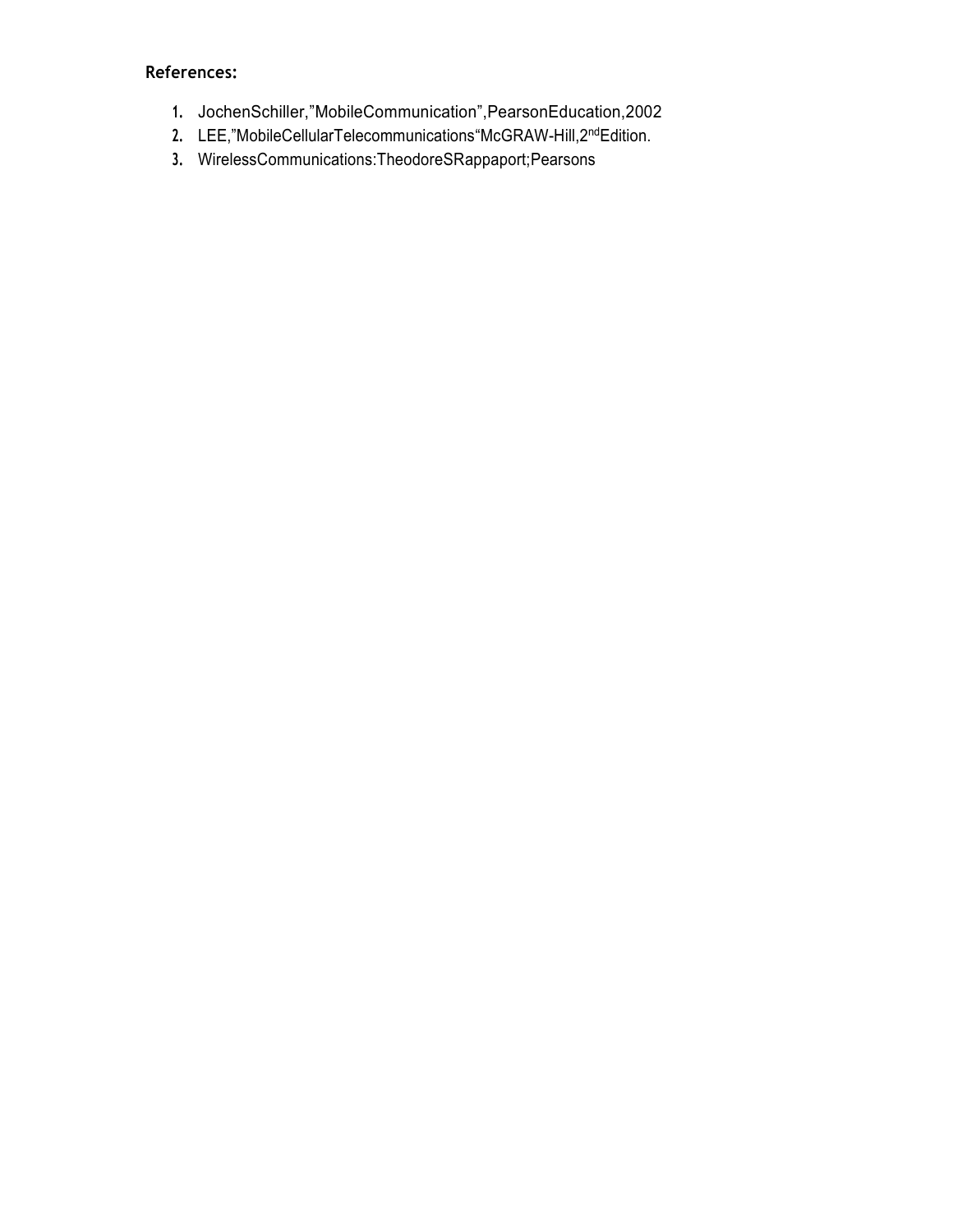**References:**

1. JochenSchiller,”MobileCommunication”,PearsonEducation,2002
2. LEE,”MobileCellularTelecommunications“McGRAW-Hill,2ndEdition.
3. WirelessCommunications:TheodoreSRappaport;Pearsons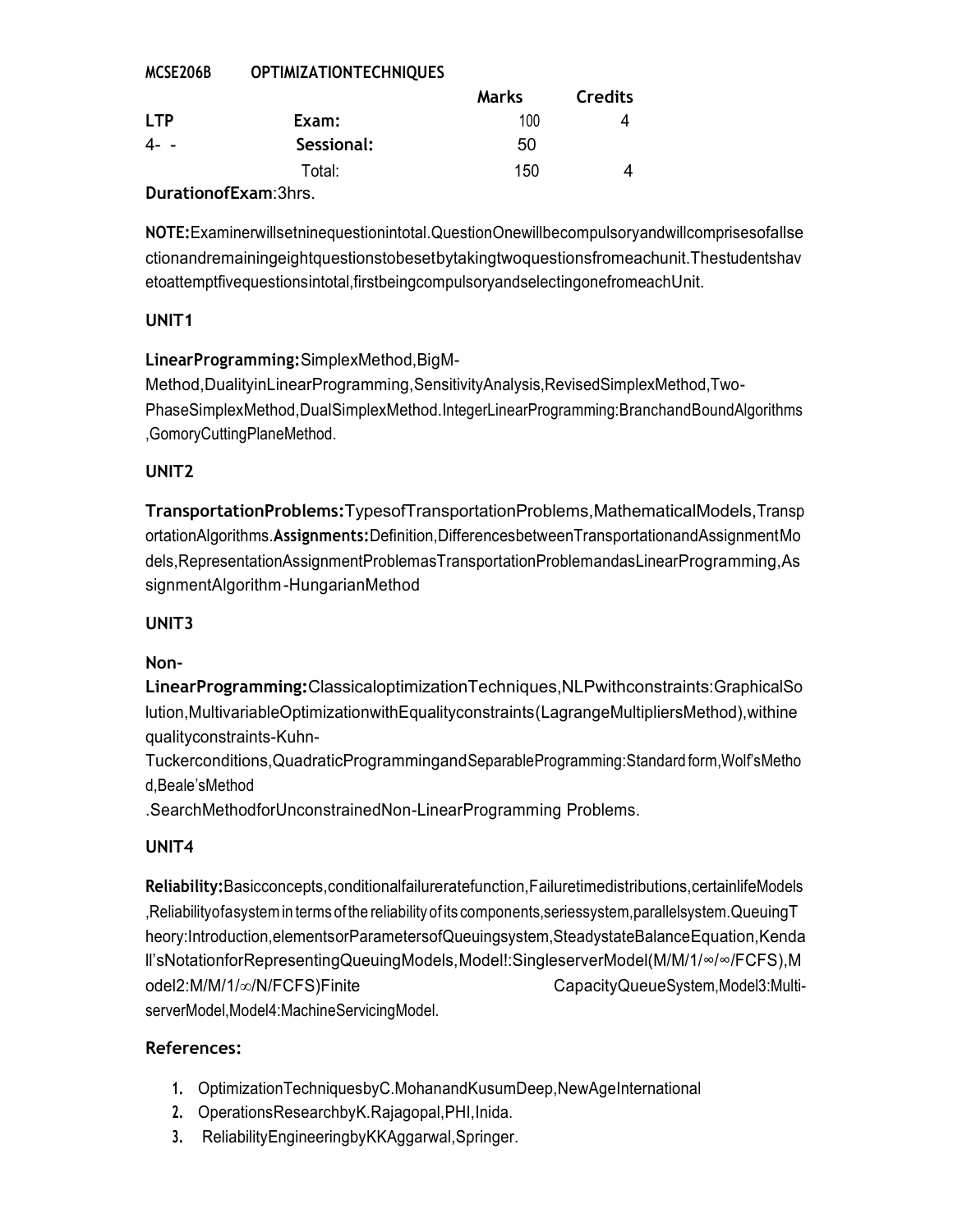**MCSE206B OPTIMIZATIONTECHNIQUES**

| | | Marks | Credits |
|---|---|---|---|
| **LTP** | **Exam:** | 100 | 4 |
| 4- - | **Sessional:** | 50 | |
| | Total: | 150 | 4 |

**DurationofExam**:3hrs.

**NOTE:**Examinerwillsetninequestionintotal.QuestionOnewillbecompulsoryandwillcomprisesofallsectionandremainingeightquestionstobesetbytakingtwoquestionsfromeachunit.Thestudentshavetoattemptfivequestionsintotal,firstbeingcompulsoryandselectingonefromeachUnit.

## UNIT1

**LinearProgramming:**SimplexMethod,BigM-Method,DualityinLinearProgramming,SensitivityAnalysis,RevisedSimplexMethod,Two-PhaseSimplexMethod,DualSimplexMethod.IntegerLinearProgramming:BranchandBoundAlgorithms,GomoryCuttingPlaneMethod.

## UNIT2

**TransportationProblems:**TypesofTransportationProblems,MathematicalModels,TransportationAlgorithms.**Assignments:**Definition,DifferencesbetweenTransportationandAssignmentModels,RepresentationAssignmentProblemasTransportationProblemandasLinearProgramming,AssignmentAlgorithm-HungarianMethod

## UNIT3

**Non-LinearProgramming:**ClassicaloptimizationTechniques,NLPwithconstraints:GraphicalSolution,MultivariableOptimizationwithEqualityconstraints(LagrangeMultipliersMethod),withinequalityconstraints-Kuhn-Tuckerconditions,QuadraticProgrammingandSeparableProgramming:Standard form,Wolf'sMethod,Beale'sMethod

.SearchMethodforUnconstrainedNon-LinearProgramming Problems.

## UNIT4

**Reliability:**Basicconcepts,conditionalfailureratefunction,Failuretimedistributions,certainlifeModels,Reliabilityofasystem in terms of the reliability of its components,seriessystem,parallelsystem.QueuingTheory:Introduction,elementsorParametersofQueuingsystem,SteadystateBalanceEquation,Kendall'sNotationforRepresentingQueuingModels,ModelI:SingleserverModel(M/M/1/∞/∞/FCFS),Model2:M/M/1/∞/N/FCFS)Finite CapacityQueueSystem,Model3:Multi-serverModel,Model4:MachineServicingModel.

## References:

1. OptimizationTechniquesbyC.MohanandKusumDeep,NewAgeInternational
2. OperationsResearchbyK.Rajagopal,PHI,Inida.
3. ReliabilityEngineeringbyKKAggarwal,Springer.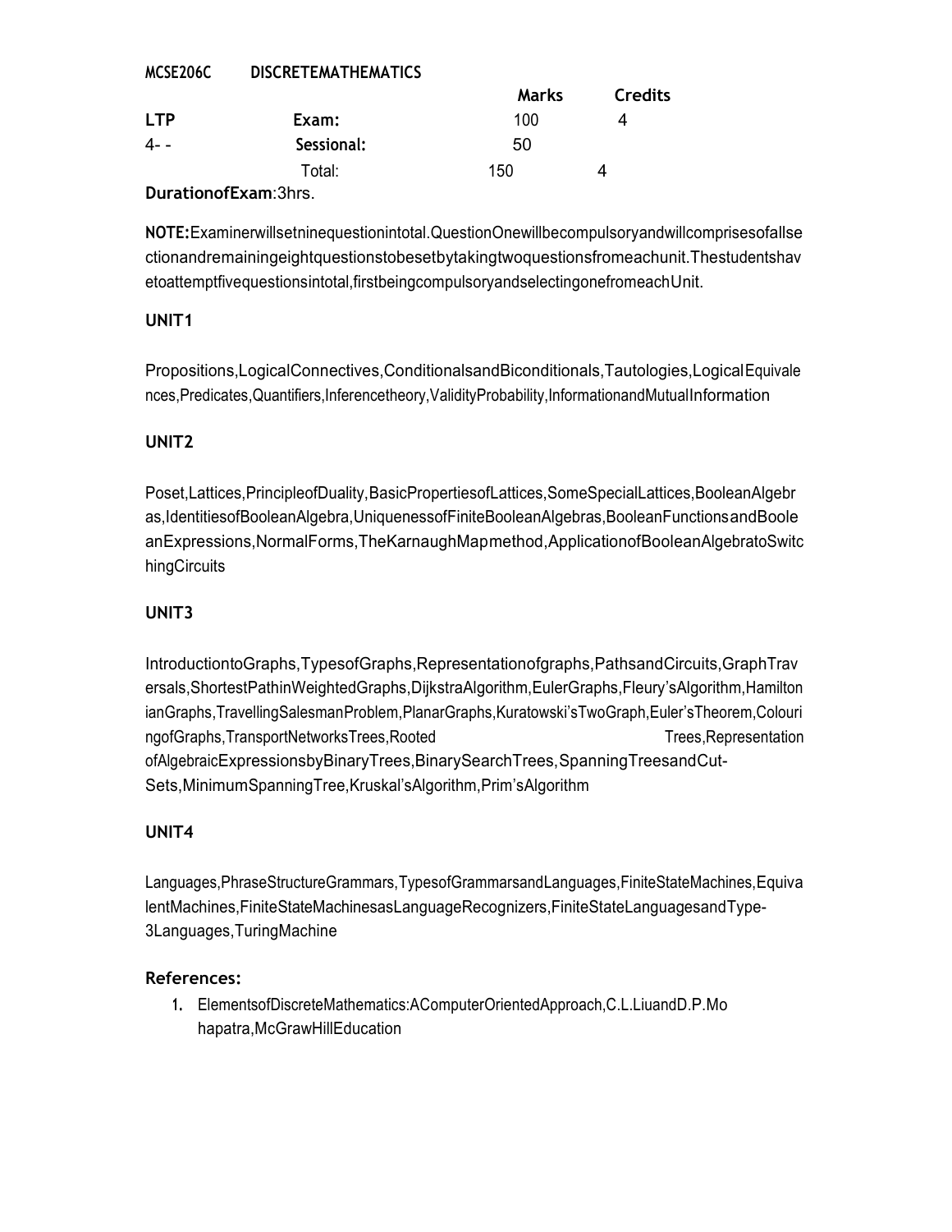**MCSE206C DISCRETEMATHEMATICS**

| | | Marks | Credits |
|---|---|---|---|
| **LTP** | **Exam:** | 100 | 4 |
| 4- - | **Sessional:** | 50 | |
| | Total: | 150 | 4 |

**DurationofExam**:3hrs.

**NOTE:**Examinerwillsetninequestionintotal.QuestionOnewillbecompulsoryandwillcomprisesofallsectionandremainingeightquestionstobesetbytakingtwoquestionsfromeachunit.Thestudentshavetoattemptfivequestionsintotal,firstbeingcompulsoryandselectingonefromeachUnit.

**UNIT1**

Propositions,LogicalConnectives,ConditionalsandBiconditionals,Tautologies,LogicalEquivalences,Predicates,Quantifiers,Inferencetheory,ValidityProbability,InformationandMutualInformation

**UNIT2**

Poset,Lattices,PrincipleofDuality,BasicPropertiesofLattices,SomeSpecialLattices,BooleanAlgebras,IdentitiesofBooleanAlgebra,UniquenessofFiniteBooleanAlgebras,BooleanFunctionsandBooleanExpressions,NormalForms,TheKarnaughMapmethod,ApplicationofBooleanAlgebratoSwitchingCircuits

**UNIT3**

IntroductiontoGraphs,TypesofGraphs,Representationofgraphs,PathsandCircuits,GraphTraversals,ShortestPathinWeightedGraphs,DijkstraAlgorithm,EulerGraphs,Fleury'sAlgorithm,HamiltonianGraphs,TravellingSalesmanProblem,PlanarGraphs,Kuratowski'sTwoGraph,Euler'sTheorem,ColouringofGraphs,TransportNetworksTrees,Rooted Trees,Representation ofAlgebraicExpressionsbyBinaryTrees,BinarySearchTrees,SpanningTreesandCut-Sets,MinimumSpanningTree,Kruskal'sAlgorithm,Prim'sAlgorithm

**UNIT4**

Languages,PhraseStructureGrammars,TypesofGrammarsandLanguages,FiniteStateMachines,EquivalentMachines,FiniteStateMachinesasLanguageRecognizers,FiniteStateLanguagesandType-3Languages,TuringMachine

**References:**

1. ElementsofDiscreteMathematics:AComputerOrientedApproach,C.L.LiuandD.P.Mohapatra,McGrawHillEducation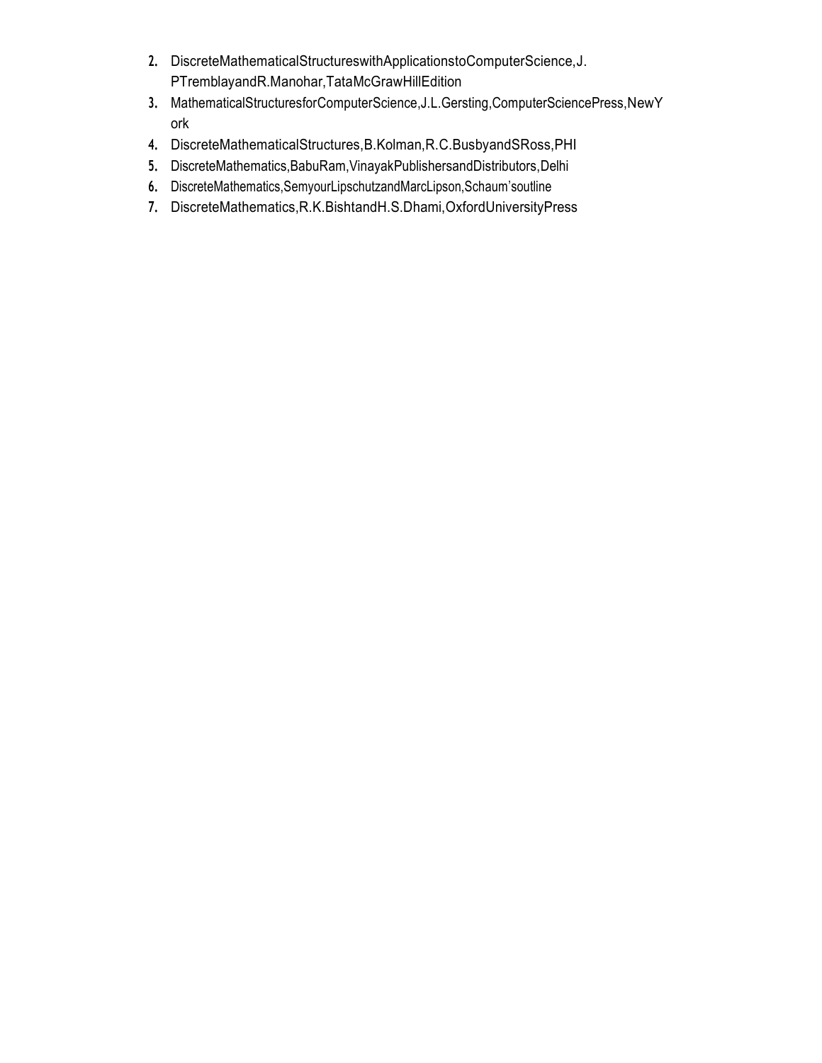2. DiscreteMathematicalStructureswithApplicationstoComputerScience,J. PTremblayandR.Manohar,TataMcGrawHillEdition
3. MathematicalStructuresforComputerScience,J.L.Gersting,ComputerSciencePress,NewY ork
4. DiscreteMathematicalStructures,B.Kolman,R.C.BusbyandSRoss,PHI
5. DiscreteMathematics,BabuRam,VinayakPublishersandDistributors,Delhi
6. DiscreteMathematics,SemyourLipschutzandMarcLipson,Schaum'soutline
7. DiscreteMathematics,R.K.BishtandH.S.Dhami,OxfordUniversityPress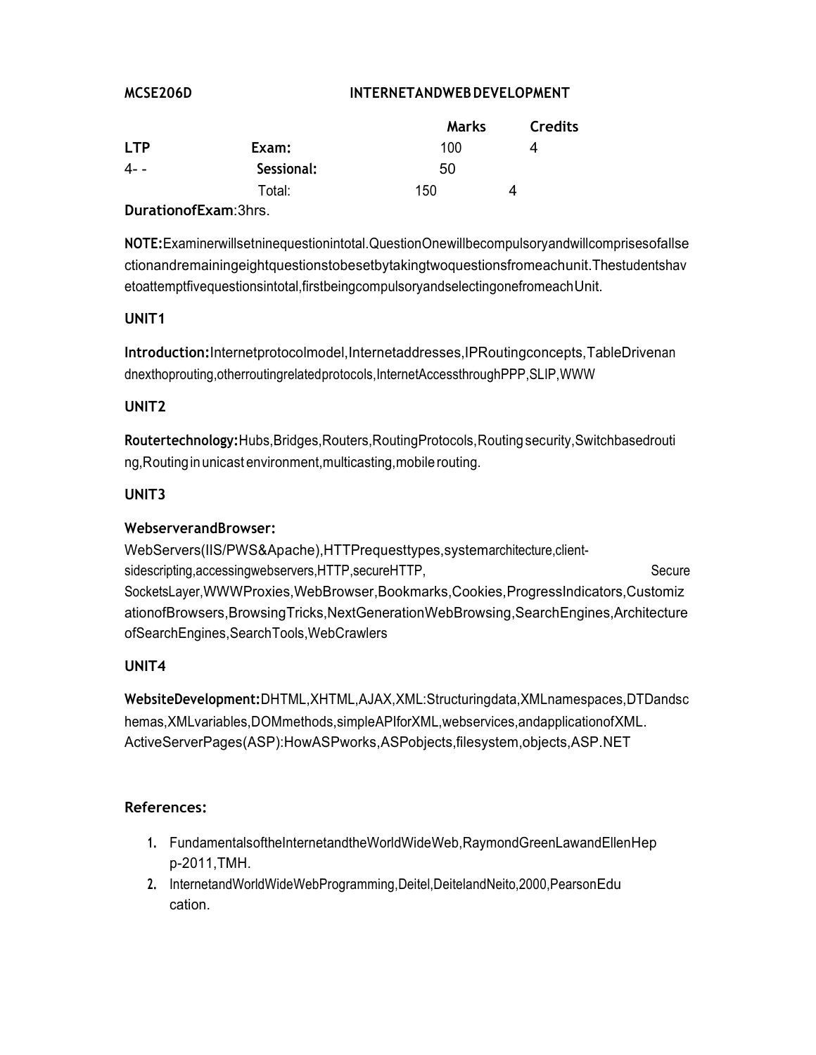**MCSE206D** **INTERNETANDWEB DEVELOPMENT**

| | | Marks | Credits |
|---|---|---|---|
| **LTP** | **Exam:** | 100 | 4 |
| 4- - | **Sessional:** | 50 | |
| | Total: | 150 | 4 |

**DurationofExam**:3hrs.

**NOTE:**Examinerwillsetninequestionintotal.QuestionOnewillbecompulsoryandwillcomprisesofallsectionandremainingeightquestionstobesetbytakingtwoquestionsfromeachunit.Thestudentshavetoattemptfivequestionsintotal,firstbeingcompulsoryandselectingonefromeachUnit.

### UNIT1

**Introduction:**Internetprotocolmodel,Internetaddresses,IPRoutingconcepts,TableDrivenandnexthoprouting,otherroutingrelatedprotocols,InternetAccessthroughPPP,SLIP,WWW

### UNIT2

**Routertechnology:**Hubs,Bridges,Routers,RoutingProtocols,Routing security,Switchbasedrouting,Routing in unicast environment,multicasting,mobile routing.

### UNIT3

**WebserverandBrowser:**
WebServers(IIS/PWS&Apache),HTTPrequesttypes,systemarchitecture,client-sidescripting,accessingwebservers,HTTP,secureHTTP, Secure SocketsLayer,WWWProxies,WebBrowser,Bookmarks,Cookies,ProgressIndicators,CustomizationofBrowsers,BrowsingTricks,NextGenerationWebBrowsing,SearchEngines,ArchitectureofSearchEngines,SearchTools,WebCrawlers

### UNIT4

**WebsiteDevelopment:**DHTML,XHTML,AJAX,XML:Structuringdata,XMLnamespaces,DTDandschemas,XMLvariables,DOMmethods,simpleAPIforXML,webservices,andapplicationofXML.
ActiveServerPages(ASP):HowASPworks,ASPobjects,filesystem,objects,ASP.NET

### References:

1. FundamentalsoftheInternetandtheWorldWideWeb,RaymondGreenLawandEllenHepp-2011,TMH.
2. InternetandWorldWideWebProgramming,Deitel,DeitelandNeito,2000,PearsonEducation.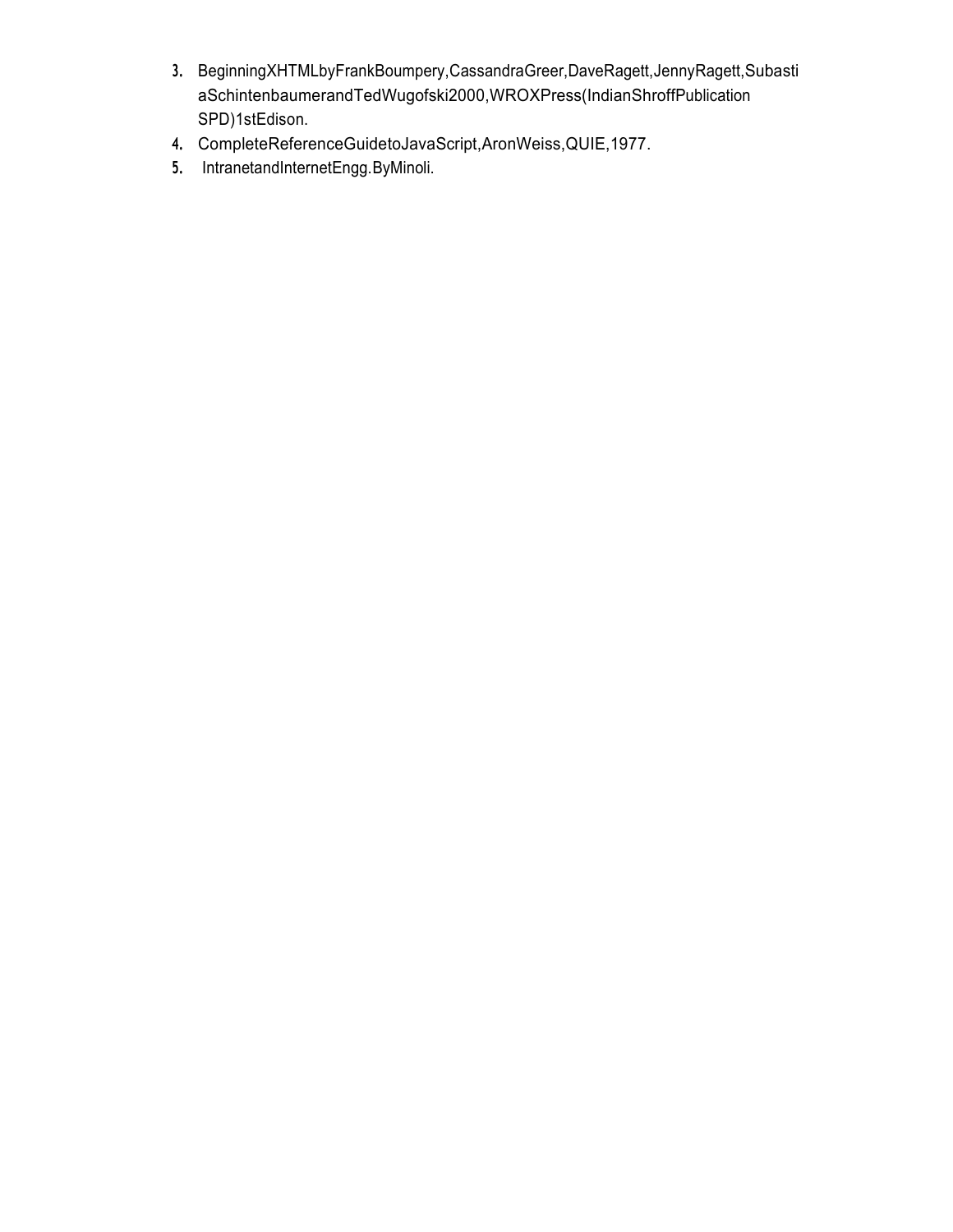3. BeginningXHTMLbyFrankBoumpery,CassandraGreer,DaveRagett,JennyRagett,SubastiaSchintenbaumerandTedWugofski2000,WROXPress(IndianShroffPublication SPD)1stEdison.
4. CompleteReferenceGuidetoJavaScript,AronWeiss,QUIE,1977.
5. IntranetandInternetEngg.ByMinoli.